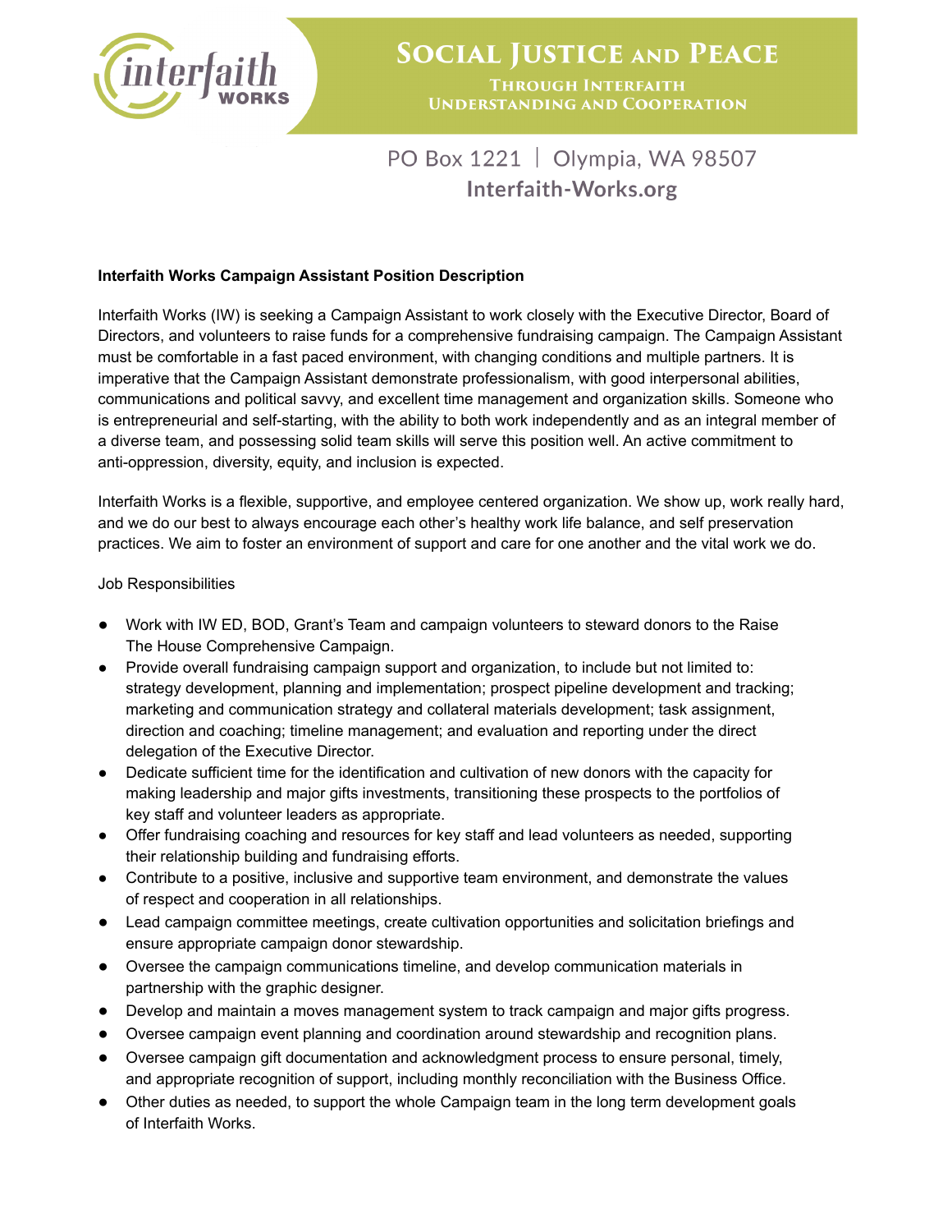# SOCIAL JUSTICE AND PEACE

THROUGH INTERFAITH UNDERSTANDING AND COOPERATION

PO Box 1221 | Olympia, WA 98507
**Interfaith-Works.org**

**Interfaith Works Campaign Assistant Position Description**

Interfaith Works (IW) is seeking a Campaign Assistant to work closely with the Executive Director, Board of Directors, and volunteers to raise funds for a comprehensive fundraising campaign. The Campaign Assistant must be comfortable in a fast paced environment, with changing conditions and multiple partners. It is imperative that the Campaign Assistant demonstrate professionalism, with good interpersonal abilities, communications and political savvy, and excellent time management and organization skills. Someone who is entrepreneurial and self-starting, with the ability to both work independently and as an integral member of a diverse team, and possessing solid team skills will serve this position well. An active commitment to anti-oppression, diversity, equity, and inclusion is expected.

Interfaith Works is a flexible, supportive, and employee centered organization. We show up, work really hard, and we do our best to always encourage each other's healthy work life balance, and self preservation practices. We aim to foster an environment of support and care for one another and the vital work we do.

Job Responsibilities

- Work with IW ED, BOD, Grant's Team and campaign volunteers to steward donors to the Raise The House Comprehensive Campaign.
- Provide overall fundraising campaign support and organization, to include but not limited to: strategy development, planning and implementation; prospect pipeline development and tracking; marketing and communication strategy and collateral materials development; task assignment, direction and coaching; timeline management; and evaluation and reporting under the direct delegation of the Executive Director.
- Dedicate sufficient time for the identification and cultivation of new donors with the capacity for making leadership and major gifts investments, transitioning these prospects to the portfolios of key staff and volunteer leaders as appropriate.
- Offer fundraising coaching and resources for key staff and lead volunteers as needed, supporting their relationship building and fundraising efforts.
- Contribute to a positive, inclusive and supportive team environment, and demonstrate the values of respect and cooperation in all relationships.
- Lead campaign committee meetings, create cultivation opportunities and solicitation briefings and ensure appropriate campaign donor stewardship.
- Oversee the campaign communications timeline, and develop communication materials in partnership with the graphic designer.
- Develop and maintain a moves management system to track campaign and major gifts progress.
- Oversee campaign event planning and coordination around stewardship and recognition plans.
- Oversee campaign gift documentation and acknowledgment process to ensure personal, timely, and appropriate recognition of support, including monthly reconciliation with the Business Office.
- Other duties as needed, to support the whole Campaign team in the long term development goals of Interfaith Works.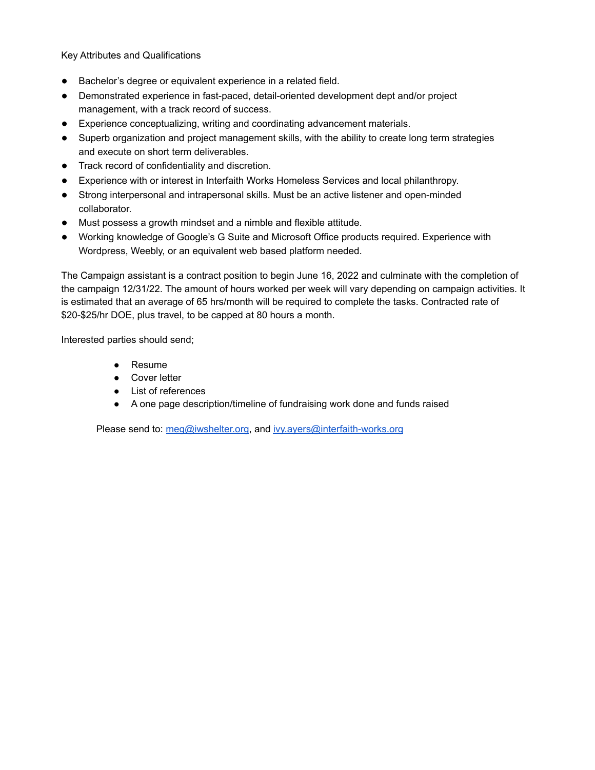Key Attributes and Qualifications

- Bachelor's degree or equivalent experience in a related field.
- Demonstrated experience in fast-paced, detail-oriented development dept and/or project management, with a track record of success.
- Experience conceptualizing, writing and coordinating advancement materials.
- Superb organization and project management skills, with the ability to create long term strategies and execute on short term deliverables.
- Track record of confidentiality and discretion.
- Experience with or interest in Interfaith Works Homeless Services and local philanthropy.
- Strong interpersonal and intrapersonal skills. Must be an active listener and open-minded collaborator.
- Must possess a growth mindset and a nimble and flexible attitude.
- Working knowledge of Google's G Suite and Microsoft Office products required. Experience with Wordpress, Weebly, or an equivalent web based platform needed.

The Campaign assistant is a contract position to begin June 16, 2022 and culminate with the completion of the campaign 12/31/22. The amount of hours worked per week will vary depending on campaign activities. It is estimated that an average of 65 hrs/month will be required to complete the tasks. Contracted rate of $20-$25/hr DOE, plus travel, to be capped at 80 hours a month.

Interested parties should send;

- Resume
- Cover letter
- List of references
- A one page description/timeline of fundraising work done and funds raised

Please send to: meg@iwshelter.org, and ivy.ayers@interfaith-works.org